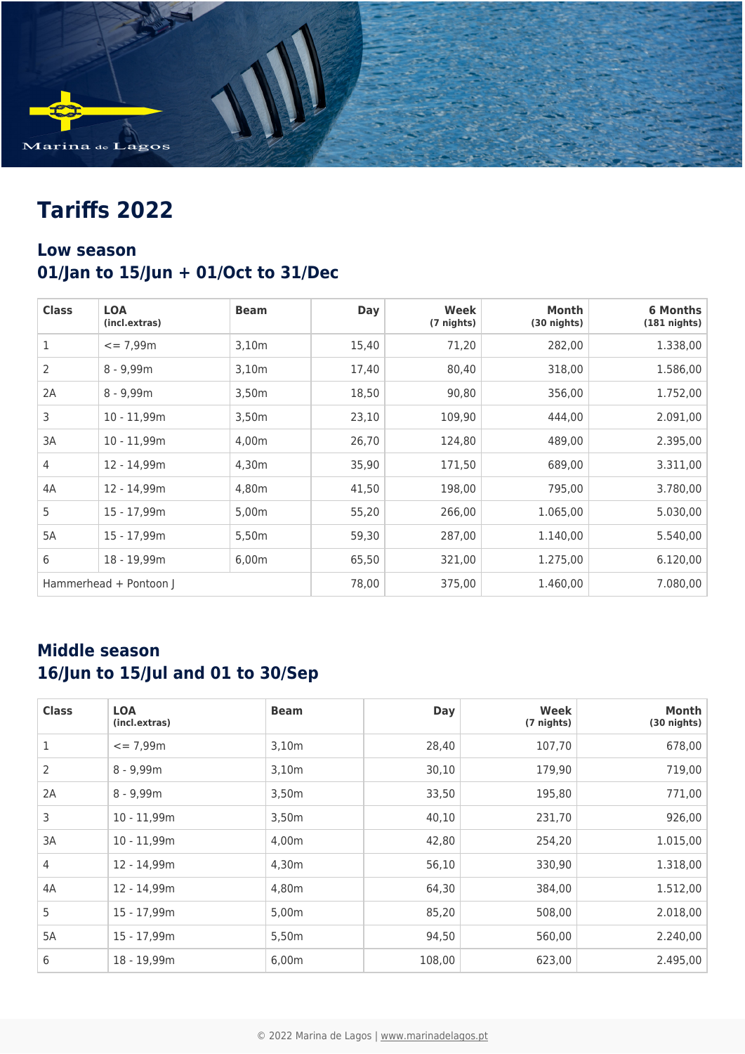Marina de Lagos

# Tariffs 2022

## Low season
## 01/Jan to 15/Jun + 01/Oct to 31/Dec

| Class | LOA (incl.extras) | Beam | Day | Week (7 nights) | Month (30 nights) | 6 Months (181 nights) |
|---|---|---|---|---|---|---|
| 1 | <= 7,99m | 3,10m | 15,40 | 71,20 | 282,00 | 1.338,00 |
| 2 | 8 - 9,99m | 3,10m | 17,40 | 80,40 | 318,00 | 1.586,00 |
| 2A | 8 - 9,99m | 3,50m | 18,50 | 90,80 | 356,00 | 1.752,00 |
| 3 | 10 - 11,99m | 3,50m | 23,10 | 109,90 | 444,00 | 2.091,00 |
| 3A | 10 - 11,99m | 4,00m | 26,70 | 124,80 | 489,00 | 2.395,00 |
| 4 | 12 - 14,99m | 4,30m | 35,90 | 171,50 | 689,00 | 3.311,00 |
| 4A | 12 - 14,99m | 4,80m | 41,50 | 198,00 | 795,00 | 3.780,00 |
| 5 | 15 - 17,99m | 5,00m | 55,20 | 266,00 | 1.065,00 | 5.030,00 |
| 5A | 15 - 17,99m | 5,50m | 59,30 | 287,00 | 1.140,00 | 5.540,00 |
| 6 | 18 - 19,99m | 6,00m | 65,50 | 321,00 | 1.275,00 | 6.120,00 |
| Hammerhead + Pontoon J | | | 78,00 | 375,00 | 1.460,00 | 7.080,00 |

## Middle season
## 16/Jun to 15/Jul and 01 to 30/Sep

| Class | LOA (incl.extras) | Beam | Day | Week (7 nights) | Month (30 nights) |
|---|---|---|---|---|---|
| 1 | <= 7,99m | 3,10m | 28,40 | 107,70 | 678,00 |
| 2 | 8 - 9,99m | 3,10m | 30,10 | 179,90 | 719,00 |
| 2A | 8 - 9,99m | 3,50m | 33,50 | 195,80 | 771,00 |
| 3 | 10 - 11,99m | 3,50m | 40,10 | 231,70 | 926,00 |
| 3A | 10 - 11,99m | 4,00m | 42,80 | 254,20 | 1.015,00 |
| 4 | 12 - 14,99m | 4,30m | 56,10 | 330,90 | 1.318,00 |
| 4A | 12 - 14,99m | 4,80m | 64,30 | 384,00 | 1.512,00 |
| 5 | 15 - 17,99m | 5,00m | 85,20 | 508,00 | 2.018,00 |
| 5A | 15 - 17,99m | 5,50m | 94,50 | 560,00 | 2.240,00 |
| 6 | 18 - 19,99m | 6,00m | 108,00 | 623,00 | 2.495,00 |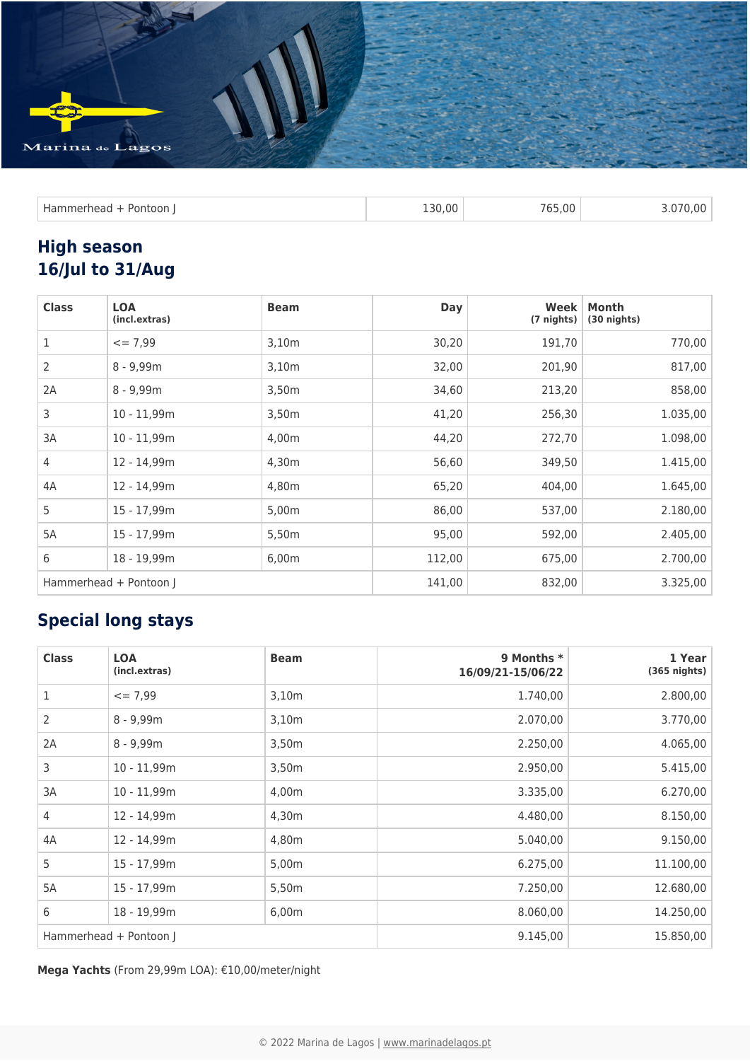| Hammerhead + Pontoon J | | | 130,00 | 765,00 | 3.070,00 |
|---|---|---|---|---|---|

## High season
## 16/Jul to 31/Aug

| Class | LOA (incl.extras) | Beam | Day | Week (7 nights) | Month (30 nights) |
|---|---|---|---|---|---|
| 1 | <= 7,99 | 3,10m | 30,20 | 191,70 | 770,00 |
| 2 | 8 - 9,99m | 3,10m | 32,00 | 201,90 | 817,00 |
| 2A | 8 - 9,99m | 3,50m | 34,60 | 213,20 | 858,00 |
| 3 | 10 - 11,99m | 3,50m | 41,20 | 256,30 | 1.035,00 |
| 3A | 10 - 11,99m | 4,00m | 44,20 | 272,70 | 1.098,00 |
| 4 | 12 - 14,99m | 4,30m | 56,60 | 349,50 | 1.415,00 |
| 4A | 12 - 14,99m | 4,80m | 65,20 | 404,00 | 1.645,00 |
| 5 | 15 - 17,99m | 5,00m | 86,00 | 537,00 | 2.180,00 |
| 5A | 15 - 17,99m | 5,50m | 95,00 | 592,00 | 2.405,00 |
| 6 | 18 - 19,99m | 6,00m | 112,00 | 675,00 | 2.700,00 |
| Hammerhead + Pontoon J | | | 141,00 | 832,00 | 3.325,00 |

## Special long stays

| Class | LOA (incl.extras) | Beam | 9 Months * 16/09/21-15/06/22 | 1 Year (365 nights) |
|---|---|---|---|---|
| 1 | <= 7,99 | 3,10m | 1.740,00 | 2.800,00 |
| 2 | 8 - 9,99m | 3,10m | 2.070,00 | 3.770,00 |
| 2A | 8 - 9,99m | 3,50m | 2.250,00 | 4.065,00 |
| 3 | 10 - 11,99m | 3,50m | 2.950,00 | 5.415,00 |
| 3A | 10 - 11,99m | 4,00m | 3.335,00 | 6.270,00 |
| 4 | 12 - 14,99m | 4,30m | 4.480,00 | 8.150,00 |
| 4A | 12 - 14,99m | 4,80m | 5.040,00 | 9.150,00 |
| 5 | 15 - 17,99m | 5,00m | 6.275,00 | 11.100,00 |
| 5A | 15 - 17,99m | 5,50m | 7.250,00 | 12.680,00 |
| 6 | 18 - 19,99m | 6,00m | 8.060,00 | 14.250,00 |
| Hammerhead + Pontoon J | | | 9.145,00 | 15.850,00 |

**Mega Yachts** (From 29,99m LOA): €10,00/meter/night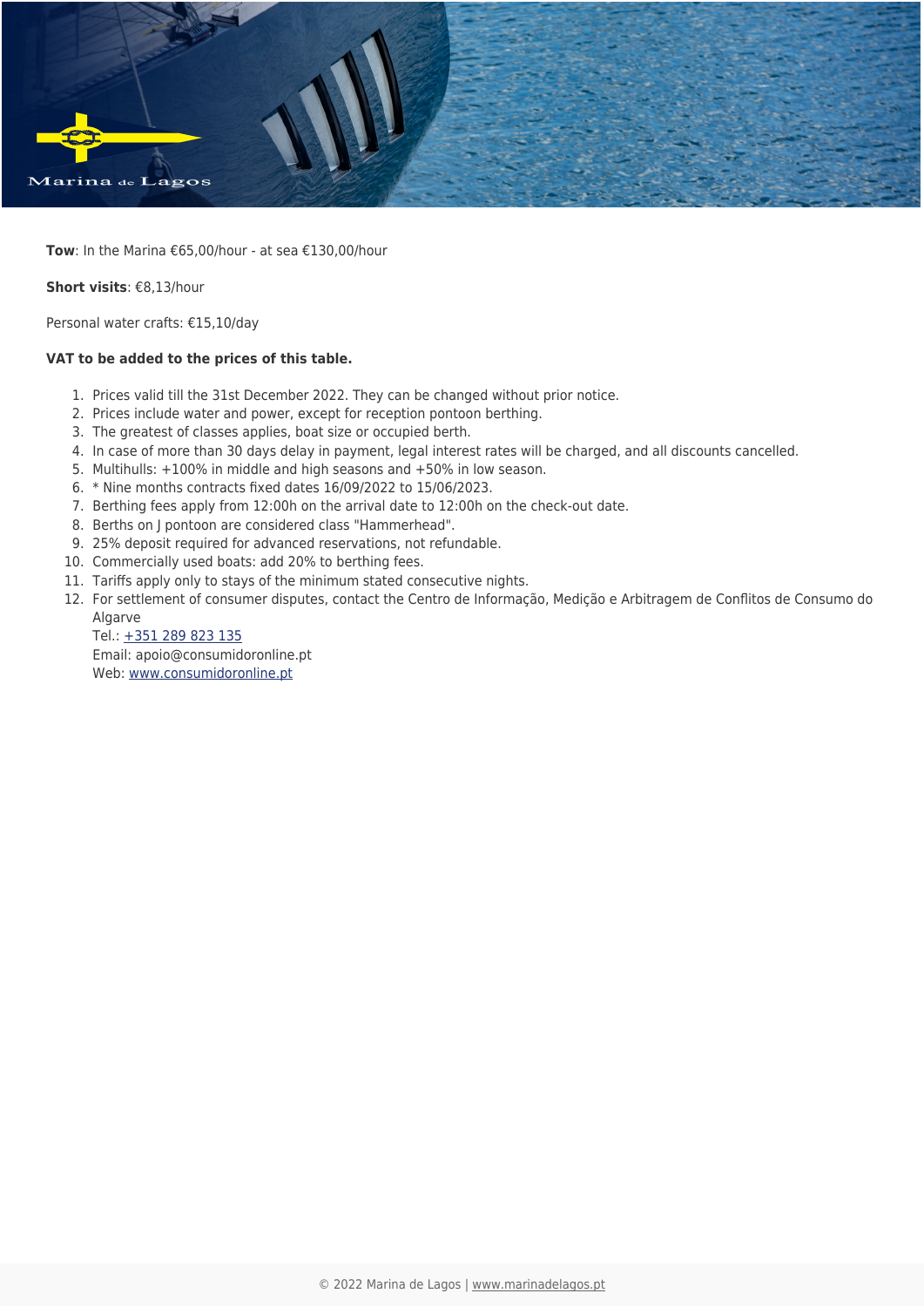**Tow**: In the Marina €65,00/hour - at sea €130,00/hour

**Short visits**: €8,13/hour

Personal water crafts: €15,10/day

**VAT to be added to the prices of this table.**

1. Prices valid till the 31st December 2022. They can be changed without prior notice.
2. Prices include water and power, except for reception pontoon berthing.
3. The greatest of classes applies, boat size or occupied berth.
4. In case of more than 30 days delay in payment, legal interest rates will be charged, and all discounts cancelled.
5. Multihulls: +100% in middle and high seasons and +50% in low season.
6. * Nine months contracts fixed dates 16/09/2022 to 15/06/2023.
7. Berthing fees apply from 12:00h on the arrival date to 12:00h on the check-out date.
8. Berths on J pontoon are considered class "Hammerhead".
9. 25% deposit required for advanced reservations, not refundable.
10. Commercially used boats: add 20% to berthing fees.
11. Tariffs apply only to stays of the minimum stated consecutive nights.
12. For settlement of consumer disputes, contact the Centro de Informação, Medição e Arbitragem de Conflitos de Consumo do Algarve
    Tel.: +351 289 823 135
    Email: apoio@consumidoronline.pt
    Web: www.consumidoronline.pt